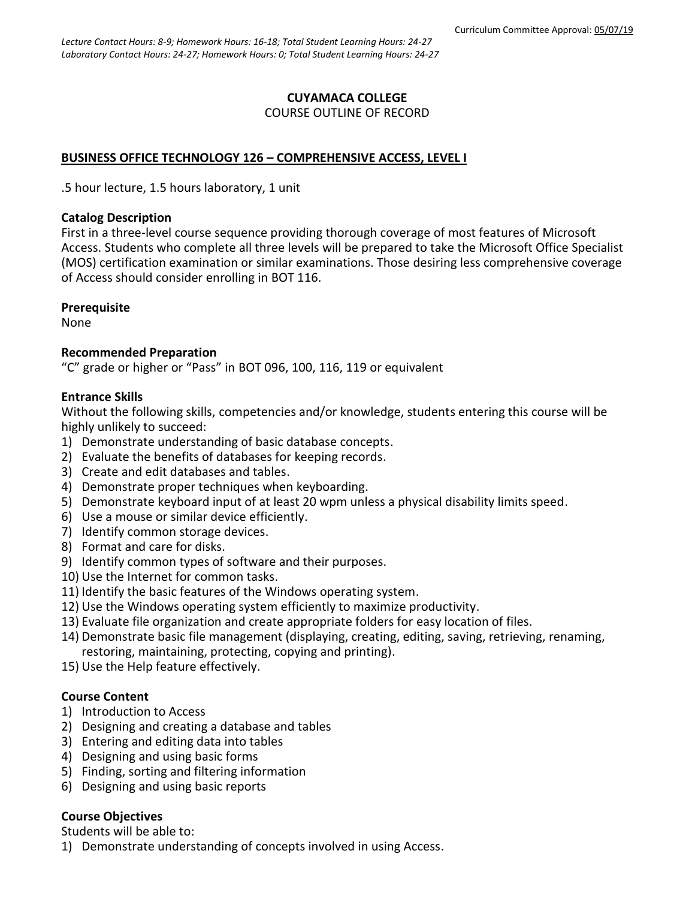Curriculum Committee Approval: 05/07/19

*Lecture Contact Hours: 8-9; Homework Hours: 16-18; Total Student Learning Hours: 24-27*
*Laboratory Contact Hours: 24-27; Homework Hours: 0; Total Student Learning Hours: 24-27*

**CUYAMACA COLLEGE**
COURSE OUTLINE OF RECORD

## BUSINESS OFFICE TECHNOLOGY 126 – COMPREHENSIVE ACCESS, LEVEL I

.5 hour lecture, 1.5 hours laboratory, 1 unit

### Catalog Description

First in a three-level course sequence providing thorough coverage of most features of Microsoft Access. Students who complete all three levels will be prepared to take the Microsoft Office Specialist (MOS) certification examination or similar examinations. Those desiring less comprehensive coverage of Access should consider enrolling in BOT 116.

### Prerequisite

None

### Recommended Preparation

"C" grade or higher or "Pass" in BOT 096, 100, 116, 119 or equivalent

### Entrance Skills

Without the following skills, competencies and/or knowledge, students entering this course will be highly unlikely to succeed:

1) Demonstrate understanding of basic database concepts.
2) Evaluate the benefits of databases for keeping records.
3) Create and edit databases and tables.
4) Demonstrate proper techniques when keyboarding.
5) Demonstrate keyboard input of at least 20 wpm unless a physical disability limits speed.
6) Use a mouse or similar device efficiently.
7) Identify common storage devices.
8) Format and care for disks.
9) Identify common types of software and their purposes.
10) Use the Internet for common tasks.
11) Identify the basic features of the Windows operating system.
12) Use the Windows operating system efficiently to maximize productivity.
13) Evaluate file organization and create appropriate folders for easy location of files.
14) Demonstrate basic file management (displaying, creating, editing, saving, retrieving, renaming, restoring, maintaining, protecting, copying and printing).
15) Use the Help feature effectively.

### Course Content

1) Introduction to Access
2) Designing and creating a database and tables
3) Entering and editing data into tables
4) Designing and using basic forms
5) Finding, sorting and filtering information
6) Designing and using basic reports

### Course Objectives

Students will be able to:

1) Demonstrate understanding of concepts involved in using Access.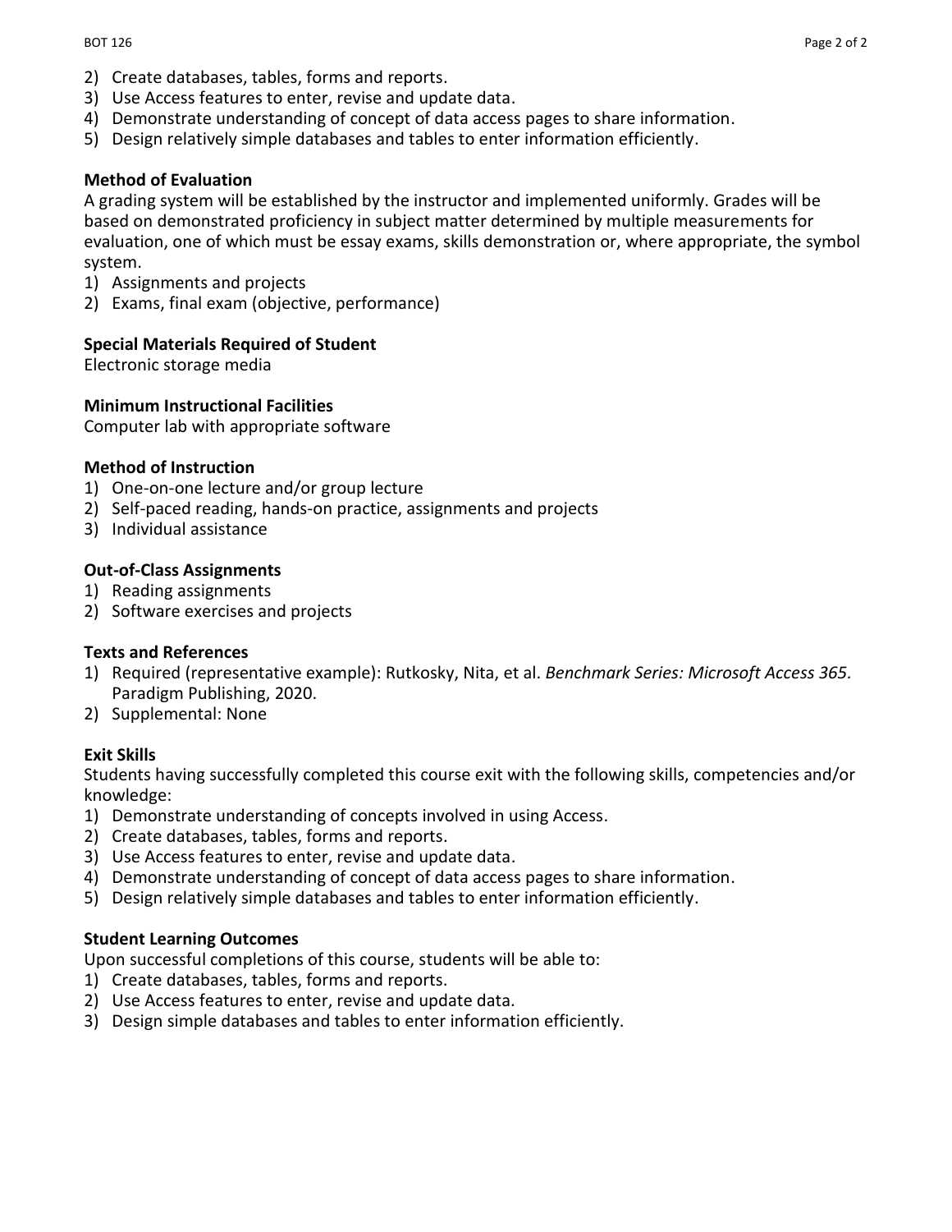2) Create databases, tables, forms and reports.
3) Use Access features to enter, revise and update data.
4) Demonstrate understanding of concept of data access pages to share information.
5) Design relatively simple databases and tables to enter information efficiently.

**Method of Evaluation**

A grading system will be established by the instructor and implemented uniformly. Grades will be based on demonstrated proficiency in subject matter determined by multiple measurements for evaluation, one of which must be essay exams, skills demonstration or, where appropriate, the symbol system.

1) Assignments and projects
2) Exams, final exam (objective, performance)

**Special Materials Required of Student**

Electronic storage media

**Minimum Instructional Facilities**

Computer lab with appropriate software

**Method of Instruction**

1) One-on-one lecture and/or group lecture
2) Self-paced reading, hands-on practice, assignments and projects
3) Individual assistance

**Out-of-Class Assignments**

1) Reading assignments
2) Software exercises and projects

**Texts and References**

1) Required (representative example): Rutkosky, Nita, et al. *Benchmark Series: Microsoft Access 365*. Paradigm Publishing, 2020.
2) Supplemental: None

**Exit Skills**

Students having successfully completed this course exit with the following skills, competencies and/or knowledge:

1) Demonstrate understanding of concepts involved in using Access.
2) Create databases, tables, forms and reports.
3) Use Access features to enter, revise and update data.
4) Demonstrate understanding of concept of data access pages to share information.
5) Design relatively simple databases and tables to enter information efficiently.

**Student Learning Outcomes**

Upon successful completions of this course, students will be able to:

1) Create databases, tables, forms and reports.
2) Use Access features to enter, revise and update data.
3) Design simple databases and tables to enter information efficiently.